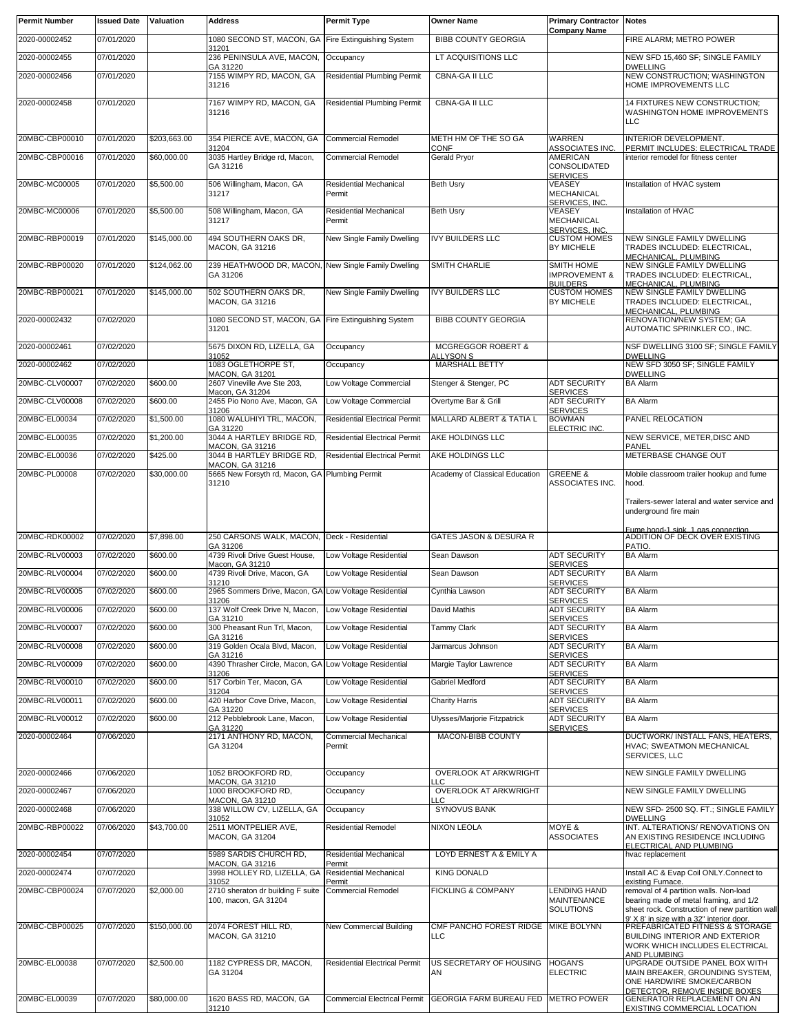| Permit Number | Issued Date | Valuation | Address | Permit Type | Owner Name | Primary Contractor Company Name | Notes |
|---|---|---|---|---|---|---|---|
| 2020-00002452 | 07/01/2020 | | 1080 SECOND ST, MACON, GA 31201 | Fire Extinguishing System | BIBB COUNTY GEORGIA | | FIRE ALARM; METRO POWER |
| 2020-00002455 | 07/01/2020 | | 236 PENINSULA AVE, MACON, GA 31220 | Occupancy | LT ACQUISITIONS LLC | | NEW SFD 15,460 SF; SINGLE FAMILY DWELLING |
| 2020-00002456 | 07/01/2020 | | 7155 WIMPY RD, MACON, GA 31216 | Residential Plumbing Permit | CBNA-GA II LLC | | NEW CONSTRUCTION; WASHINGTON HOME IMPROVEMENTS LLC |
| 2020-00002458 | 07/01/2020 | | 7167 WIMPY RD, MACON, GA 31216 | Residential Plumbing Permit | CBNA-GA II LLC | | 14 FIXTURES NEW CONSTRUCTION; WASHINGTON HOME IMPROVEMENTS LLC |
| 20MBC-CBP00010 | 07/01/2020 | $203,663.00 | 354 PIERCE AVE, MACON, GA 31204 | Commercial Remodel | METH HM OF THE SO GA CONF | WARREN ASSOCIATES INC. | INTERIOR DEVELOPMENT. PERMIT INCLUDES: ELECTRICAL TRADE |
| 20MBC-CBP00016 | 07/01/2020 | $60,000.00 | 3035 Hartley Bridge rd, Macon, GA 31216 | Commercial Remodel | Gerald Pryor | AMERICAN CONSOLIDATED SERVICES | interior remodel for fitness center |
| 20MBC-MC00005 | 07/01/2020 | $5,500.00 | 506 Willingham, Macon, GA 31217 | Residential Mechanical Permit | Beth Usry | VEASEY MECHANICAL SERVICES, INC. | Installation of HVAC system |
| 20MBC-MC00006 | 07/01/2020 | $5,500.00 | 508 Willingham, Macon, GA 31217 | Residential Mechanical Permit | Beth Usry | VEASEY MECHANICAL SERVICES, INC. | Installation of HVAC |
| 20MBC-RBP00019 | 07/01/2020 | $145,000.00 | 494 SOUTHERN OAKS DR, MACON, GA 31216 | New Single Family Dwelling | IVY BUILDERS LLC | CUSTOM HOMES BY MICHELE | NEW SINGLE FAMILY DWELLING TRADES INCLUDED: ELECTRICAL, MECHANICAL, PLUMBING |
| 20MBC-RBP00020 | 07/01/2020 | $124,062.00 | 239 HEATHWOOD DR, MACON, GA 31206 | New Single Family Dwelling | SMITH CHARLIE | SMITH HOME IMPROVEMENT & BUILDERS | NEW SINGLE FAMILY DWELLING TRADES INCLUDED: ELECTRICAL, MECHANICAL, PLUMBING |
| 20MBC-RBP00021 | 07/01/2020 | $145,000.00 | 502 SOUTHERN OAKS DR, MACON, GA 31216 | New Single Family Dwelling | IVY BUILDERS LLC | CUSTOM HOMES BY MICHELE | NEW SINGLE FAMILY DWELLING TRADES INCLUDED: ELECTRICAL, MECHANICAL, PLUMBING |
| 2020-00002432 | 07/02/2020 | | 1080 SECOND ST, MACON, GA 31201 | Fire Extinguishing System | BIBB COUNTY GEORGIA | | RENOVATION/NEW SYSTEM; GA AUTOMATIC SPRINKLER CO., INC. |
| 2020-00002461 | 07/02/2020 | | 5675 DIXON RD, LIZELLA, GA 31052 | Occupancy | MCGREGGOR ROBERT & ALLYSON S | | NSF DWELLING 3100 SF; SINGLE FAMILY DWELLING |
| 2020-00002462 | 07/02/2020 | | 1083 OGLETHORPE ST, MACON, GA 31201 | Occupancy | MARSHALL BETTY | | NEW SFD 3050 SF; SINGLE FAMILY DWELLING |
| 20MBC-CLV00007 | 07/02/2020 | $600.00 | 2607 Vineville Ave Ste 203, Macon, GA 31204 | Low Voltage Commercial | Stenger & Stenger, PC | ADT SECURITY SERVICES | BA Alarm |
| 20MBC-CLV00008 | 07/02/2020 | $600.00 | 2455 Pio Nono Ave, Macon, GA 31206 | Low Voltage Commercial | Overtyme Bar & Grill | ADT SECURITY SERVICES | BA Alarm |
| 20MBC-EL00034 | 07/02/2020 | $1,500.00 | 1080 WALUHIYI TRL, MACON, GA 31220 | Residential Electrical Permit | MALLARD ALBERT & TATIA L | BOWMAN ELECTRIC INC. | PANEL RELOCATION |
| 20MBC-EL00035 | 07/02/2020 | $1,200.00 | 3044 A HARTLEY BRIDGE RD, MACON, GA 31216 | Residential Electrical Permit | AKE HOLDINGS LLC | | NEW SERVICE, METER,DISC AND PANEL |
| 20MBC-EL00036 | 07/02/2020 | $425.00 | 3044 B HARTLEY BRIDGE RD, MACON, GA 31216 | Residential Electrical Permit | AKE HOLDINGS LLC | | METERBASE CHANGE OUT |
| 20MBC-PL00008 | 07/02/2020 | $30,000.00 | 5665 New Forsyth rd, Macon, GA 31210 | Plumbing Permit | Academy of Classical Education | GREENE & ASSOCIATES INC. | Mobile classroom trailer hookup and fume hood. Trailers-sewer lateral and water service and underground fire main Fume hood-1 sink, 1 gas connection |
| 20MBC-RDK00002 | 07/02/2020 | $7,898.00 | 250 CARSONS WALK, MACON, GA 31206 | Deck - Residential | GATES JASON & DESURA R | | ADDITION OF DECK OVER EXISTING PATIO. |
| 20MBC-RLV00003 | 07/02/2020 | $600.00 | 4739 Rivoli Drive Guest House, Macon, GA 31210 | Low Voltage Residential | Sean Dawson | ADT SECURITY SERVICES | BA Alarm |
| 20MBC-RLV00004 | 07/02/2020 | $600.00 | 4739 Rivoli Drive, Macon, GA 31210 | Low Voltage Residential | Sean Dawson | ADT SECURITY SERVICES | BA Alarm |
| 20MBC-RLV00005 | 07/02/2020 | $600.00 | 2965 Sommers Drive, Macon, GA 31206 | Low Voltage Residential | Cynthia Lawson | ADT SECURITY SERVICES | BA Alarm |
| 20MBC-RLV00006 | 07/02/2020 | $600.00 | 137 Wolf Creek Drive N, Macon, GA 31210 | Low Voltage Residential | David Mathis | ADT SECURITY SERVICES | BA Alarm |
| 20MBC-RLV00007 | 07/02/2020 | $600.00 | 300 Pheasant Run Trl, Macon, GA 31216 | Low Voltage Residential | Tammy Clark | ADT SECURITY SERVICES | BA Alarm |
| 20MBC-RLV00008 | 07/02/2020 | $600.00 | 319 Golden Ocala Blvd, Macon, GA 31216 | Low Voltage Residential | Jarmarcus Johnson | ADT SECURITY SERVICES | BA Alarm |
| 20MBC-RLV00009 | 07/02/2020 | $600.00 | 4390 Thrasher Circle, Macon, GA 31206 | Low Voltage Residential | Margie Taylor Lawrence | ADT SECURITY SERVICES | BA Alarm |
| 20MBC-RLV00010 | 07/02/2020 | $600.00 | 517 Corbin Ter, Macon, GA 31204 | Low Voltage Residential | Gabriel Medford | ADT SECURITY SERVICES | BA Alarm |
| 20MBC-RLV00011 | 07/02/2020 | $600.00 | 420 Harbor Cove Drive, Macon, GA 31220 | Low Voltage Residential | Charity Harris | ADT SECURITY SERVICES | BA Alarm |
| 20MBC-RLV00012 | 07/02/2020 | $600.00 | 212 Pebblebrook Lane, Macon, GA 31220 | Low Voltage Residential | Ulysses/Marjorie Fitzpatrick | ADT SECURITY SERVICES | BA Alarm |
| 2020-00002464 | 07/06/2020 | | 2171 ANTHONY RD, MACON, GA 31204 | Commercial Mechanical Permit | MACON-BIBB COUNTY | | DUCTWORK/ INSTALL FANS, HEATERS, HVAC; SWEATMON MECHANICAL SERVICES, LLC |
| 2020-00002466 | 07/06/2020 | | 1052 BROOKFORD RD, MACON, GA 31210 | Occupancy | OVERLOOK AT ARKWRIGHT LLC | | NEW SINGLE FAMILY DWELLING |
| 2020-00002467 | 07/06/2020 | | 1000 BROOKFORD RD, MACON, GA 31210 | Occupancy | OVERLOOK AT ARKWRIGHT LLC | | NEW SINGLE FAMILY DWELLING |
| 2020-00002468 | 07/06/2020 | | 338 WILLOW CV, LIZELLA, GA 31052 | Occupancy | SYNOVUS BANK | | NEW SFD- 2500 SQ. FT.; SINGLE FAMILY DWELLING |
| 20MBC-RBP00022 | 07/06/2020 | $43,700.00 | 2511 MONTPELIER AVE, MACON, GA 31204 | Residential Remodel | NIXON LEOLA | MOYE & ASSOCIATES | INT. ALTERATIONS/ RENOVATIONS ON AN EXISTING RESIDENCE INCLUDING ELECTRICAL AND PLUMBING |
| 2020-00002454 | 07/07/2020 | | 5989 SARDIS CHURCH RD, MACON, GA 31216 | Residential Mechanical Permit | LOYD ERNEST A & EMILY A | | hvac replacement |
| 2020-00002474 | 07/07/2020 | | 3998 HOLLEY RD, LIZELLA, GA 31052 | Residential Mechanical Permit | KING DONALD | | Install AC & Evap Coil ONLY.Connect to existing Furnace. |
| 20MBC-CBP00024 | 07/07/2020 | $2,000.00 | 2710 sheraton dr building F suite 100, macon, GA 31204 | Commercial Remodel | FICKLING & COMPANY | LENDING HAND MAINTENANCE SOLUTIONS | removal of 4 partition walls. Non-load bearing made of metal framing, and 1/2 sheet rock. Construction of new partition wall 9' X 8' in size with a 32" interior door. |
| 20MBC-CBP00025 | 07/07/2020 | $150,000.00 | 2074 FOREST HILL RD, MACON, GA 31210 | New Commercial Building | CMF PANCHO FOREST RIDGE LLC | MIKE BOLYNN | PREFABRICATED FITNESS & STORAGE BUILDING INTERIOR AND EXTERIOR WORK WHICH INCLUDES ELECTRICAL AND PLUMBING |
| 20MBC-EL00038 | 07/07/2020 | $2,500.00 | 1182 CYPRESS DR, MACON, GA 31204 | Residential Electrical Permit | US SECRETARY OF HOUSING AN | HOGAN'S ELECTRIC | UPGRADE OUTSIDE PANEL BOX WITH MAIN BREAKER, GROUNDING SYSTEM, ONE HARDWIRE SMOKE/CARBON DETECTOR, REMOVE INSIDE BOXES |
| 20MBC-EL00039 | 07/07/2020 | $80,000.00 | 1620 BASS RD, MACON, GA 31210 | Commercial Electrical Permit | GEORGIA FARM BUREAU FED | METRO POWER | GENERATOR REPLACEMENT ON AN EXISTING COMMERCIAL LOCATION |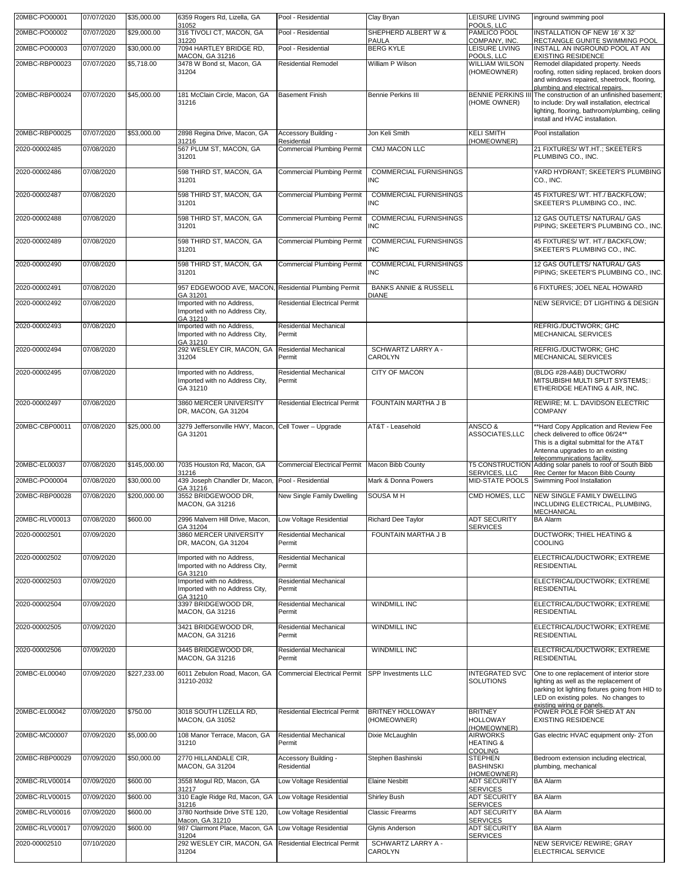| | | | | | | | |
|---|---|---|---|---|---|---|---|
| 20MBC-PO00001 | 07/07/2020 | $35,000.00 | 6359 Rogers Rd, Lizella, GA 31052 | Pool - Residential | Clay Bryan | LEISURE LIVING POOLS, LLC | inground swimming pool |
| 20MBC-PO00002 | 07/07/2020 | $29,000.00 | 316 TIVOLI CT, MACON, GA 31220 | Pool - Residential | SHEPHERD ALBERT W & PAULA | PAMLICO POOL COMPANY, INC. | INSTALLATION OF NEW 16' X 32' RECTANGLE GUNITE SWIMMING POOL |
| 20MBC-PO00003 | 07/07/2020 | $30,000.00 | 7094 HARTLEY BRIDGE RD, MACON, GA 31216 | Pool - Residential | BERG KYLE | LEISURE LIVING POOLS, LLC | INSTALL AN INGROUND POOL AT AN EXISTING RESIDENCE |
| 20MBC-RBP00023 | 07/07/2020 | $5,718.00 | 3478 W Bond st, Macon, GA 31204 | Residential Remodel | William P Wilson | WILLIAM WILSON (HOMEOWNER) | Remodel dilapidated property. Needs roofing, rotten siding replaced, broken doors and windows repaired, sheetrock, flooring, plumbing and electrical repairs. |
| 20MBC-RBP00024 | 07/07/2020 | $45,000.00 | 181 McClain Circle, Macon, GA 31216 | Basement Finish | Bennie Perkins III | BENNIE PERKINS III (HOME OWNER) | The construction of an unfinished basement; to include: Dry wall installation, electrical lighting, flooring, bathroom/plumbing, ceiling install and HVAC installation. |
| 20MBC-RBP00025 | 07/07/2020 | $53,000.00 | 2898 Regina Drive, Macon, GA 31216 | Accessory Building - Residential | Jon Keli Smith | KELI SMITH (HOMEOWNER) | Pool installation |
| 2020-00002485 | 07/08/2020 | | 567 PLUM ST, MACON, GA 31201 | Commercial Plumbing Permit | CMJ MACON LLC | | 21 FIXTURES/ WT.HT.; SKEETER'S PLUMBING CO., INC. |
| 2020-00002486 | 07/08/2020 | | 598 THIRD ST, MACON, GA 31201 | Commercial Plumbing Permit | COMMERCIAL FURNISHINGS INC | | YARD HYDRANT; SKEETER'S PLUMBING CO., INC. |
| 2020-00002487 | 07/08/2020 | | 598 THIRD ST, MACON, GA 31201 | Commercial Plumbing Permit | COMMERCIAL FURNISHINGS INC | | 45 FIXTURES/ WT. HT./ BACKFLOW; SKEETER'S PLUMBING CO., INC. |
| 2020-00002488 | 07/08/2020 | | 598 THIRD ST, MACON, GA 31201 | Commercial Plumbing Permit | COMMERCIAL FURNISHINGS INC | | 12 GAS OUTLETS/ NATURAL/ GAS PIPING; SKEETER'S PLUMBING CO., INC. |
| 2020-00002489 | 07/08/2020 | | 598 THIRD ST, MACON, GA 31201 | Commercial Plumbing Permit | COMMERCIAL FURNISHINGS INC | | 45 FIXTURES/ WT. HT./ BACKFLOW; SKEETER'S PLUMBING CO., INC. |
| 2020-00002490 | 07/08/2020 | | 598 THIRD ST, MACON, GA 31201 | Commercial Plumbing Permit | COMMERCIAL FURNISHINGS INC | | 12 GAS OUTLETS/ NATURAL/ GAS PIPING; SKEETER'S PLUMBING CO., INC. |
| 2020-00002491 | 07/08/2020 | | 957 EDGEWOOD AVE, MACON, GA 31201 | Residential Plumbing Permit | BANKS ANNIE & RUSSELL DIANE | | 6 FIXTURES; JOEL NEAL HOWARD |
| 2020-00002492 | 07/08/2020 | | Imported with no Address, Imported with no Address City, GA 31210 | Residential Electrical Permit | | | NEW SERVICE; DT LIGHTING & DESIGN |
| 2020-00002493 | 07/08/2020 | | Imported with no Address, Imported with no Address City, GA 31210 | Residential Mechanical Permit | | | REFRIG./DUCTWORK; GHC MECHANICAL SERVICES |
| 2020-00002494 | 07/08/2020 | | 292 WESLEY CIR, MACON, GA 31204 | Residential Mechanical Permit | SCHWARTZ LARRY A - CAROLYN | | REFRIG./DUCTWORK; GHC MECHANICAL SERVICES |
| 2020-00002495 | 07/08/2020 | | Imported with no Address, Imported with no Address City, GA 31210 | Residential Mechanical Permit | CITY OF MACON | | (BLDG #28-A&B) DUCTWORK/ MITSUBISHI MULTI SPLIT SYSTEMS; ETHERIDGE HEATING & AIR, INC. |
| 2020-00002497 | 07/08/2020 | | 3860 MERCER UNIVERSITY DR, MACON, GA 31204 | Residential Electrical Permit | FOUNTAIN MARTHA J B | | REWIRE; M. L. DAVIDSON ELECTRIC COMPANY |
| 20MBC-CBP00011 | 07/08/2020 | $25,000.00 | 3279 Jeffersonville HWY, Macon, GA 31201 | Cell Tower – Upgrade | AT&T - Leasehold | ANSCO & ASSOCIATES,LLC | **Hard Copy Application and Review Fee check delivered to office 06/24** This is a digital submittal for the AT&T Antenna upgrades to an existing telecommunications facility. |
| 20MBC-EL00037 | 07/08/2020 | $145,000.00 | 7035 Houston Rd, Macon, GA 31216 | Commercial Electrical Permit | Macon Bibb County | T5 CONSTRUCTION SERVICES, LLC | Adding solar panels to roof of South Bibb Rec Center for Macon Bibb County |
| 20MBC-PO00004 | 07/08/2020 | $30,000.00 | 439 Joseph Chandler Dr, Macon, GA 31216 | Pool - Residential | Mark & Donna Powers | MID-STATE POOLS | Swimming Pool Installation |
| 20MBC-RBP00028 | 07/08/2020 | $200,000.00 | 3552 BRIDGEWOOD DR, MACON, GA 31216 | New Single Family Dwelling | SOUSA M H | CMD HOMES, LLC | NEW SINGLE FAMILY DWELLING INCLUDING ELECTRICAL, PLUMBING, MECHANICAL |
| 20MBC-RLV00013 | 07/08/2020 | $600.00 | 2996 Malvern Hill Drive, Macon, GA 31204 | Low Voltage Residential | Richard Dee Taylor | ADT SECURITY SERVICES | BA Alarm |
| 2020-00002501 | 07/09/2020 | | 3860 MERCER UNIVERSITY DR, MACON, GA 31204 | Residential Mechanical Permit | FOUNTAIN MARTHA J B | | DUCTWORK; THIEL HEATING & COOLING |
| 2020-00002502 | 07/09/2020 | | Imported with no Address, Imported with no Address City, GA 31210 | Residential Mechanical Permit | | | ELECTRICAL/DUCTWORK; EXTREME RESIDENTIAL |
| 2020-00002503 | 07/09/2020 | | Imported with no Address, Imported with no Address City, GA 31210 | Residential Mechanical Permit | | | ELECTRICAL/DUCTWORK; EXTREME RESIDENTIAL |
| 2020-00002504 | 07/09/2020 | | 3397 BRIDGEWOOD DR, MACON, GA 31216 | Residential Mechanical Permit | WINDMILL INC | | ELECTRICAL/DUCTWORK; EXTREME RESIDENTIAL |
| 2020-00002505 | 07/09/2020 | | 3421 BRIDGEWOOD DR, MACON, GA 31216 | Residential Mechanical Permit | WINDMILL INC | | ELECTRICAL/DUCTWORK; EXTREME RESIDENTIAL |
| 2020-00002506 | 07/09/2020 | | 3445 BRIDGEWOOD DR, MACON, GA 31216 | Residential Mechanical Permit | WINDMILL INC | | ELECTRICAL/DUCTWORK; EXTREME RESIDENTIAL |
| 20MBC-EL00040 | 07/09/2020 | $227,233.00 | 6011 Zebulon Road, Macon, GA 31210-2032 | Commercial Electrical Permit | SPP Investments LLC | INTEGRATED SVC SOLUTIONS | One to one replacement of interior store lighting as well as the replacement of parking lot lighting fixtures going from HID to LED on existing poles. No changes to existing wiring or panels. |
| 20MBC-EL00042 | 07/09/2020 | $750.00 | 3018 SOUTH LIZELLA RD, MACON, GA 31052 | Residential Electrical Permit | BRITNEY HOLLOWAY (HOMEOWNER) | BRITNEY HOLLOWAY (HOMEOWNER) | POWER POLE FOR SHED AT AN EXISTING RESIDENCE |
| 20MBC-MC00007 | 07/09/2020 | $5,000.00 | 108 Manor Terrace, Macon, GA 31210 | Residential Mechanical Permit | Dixie McLaughlin | AIRWORKS HEATING & COOLING | Gas electric HVAC equipment only- 2Ton |
| 20MBC-RBP00029 | 07/09/2020 | $50,000.00 | 2770 HILLANDALE CIR, MACON, GA 31204 | Accessory Building - Residential | Stephen Bashinski | STEPHEN BASHINSKI (HOMEOWNER) | Bedroom extension including electrical, plumbing, mechanical |
| 20MBC-RLV00014 | 07/09/2020 | $600.00 | 3558 Mogul RD, Macon, GA 31217 | Low Voltage Residential | Elaine Nesbitt | ADT SECURITY SERVICES | BA Alarm |
| 20MBC-RLV00015 | 07/09/2020 | $600.00 | 310 Eagle Ridge Rd, Macon, GA 31216 | Low Voltage Residential | Shirley Bush | ADT SECURITY SERVICES | BA Alarm |
| 20MBC-RLV00016 | 07/09/2020 | $600.00 | 3780 Northside Drive STE 120, Macon, GA 31210 | Low Voltage Residential | Classic Firearms | ADT SECURITY SERVICES | BA Alarm |
| 20MBC-RLV00017 | 07/09/2020 | $600.00 | 987 Clairmont Place, Macon, GA 31204 | Low Voltage Residential | Glynis Anderson | ADT SECURITY SERVICES | BA Alarm |
| 2020-00002510 | 07/10/2020 | | 292 WESLEY CIR, MACON, GA 31204 | Residential Electrical Permit | SCHWARTZ LARRY A - CAROLYN | | NEW SERVICE/ REWIRE; GRAY ELECTRICAL SERVICE |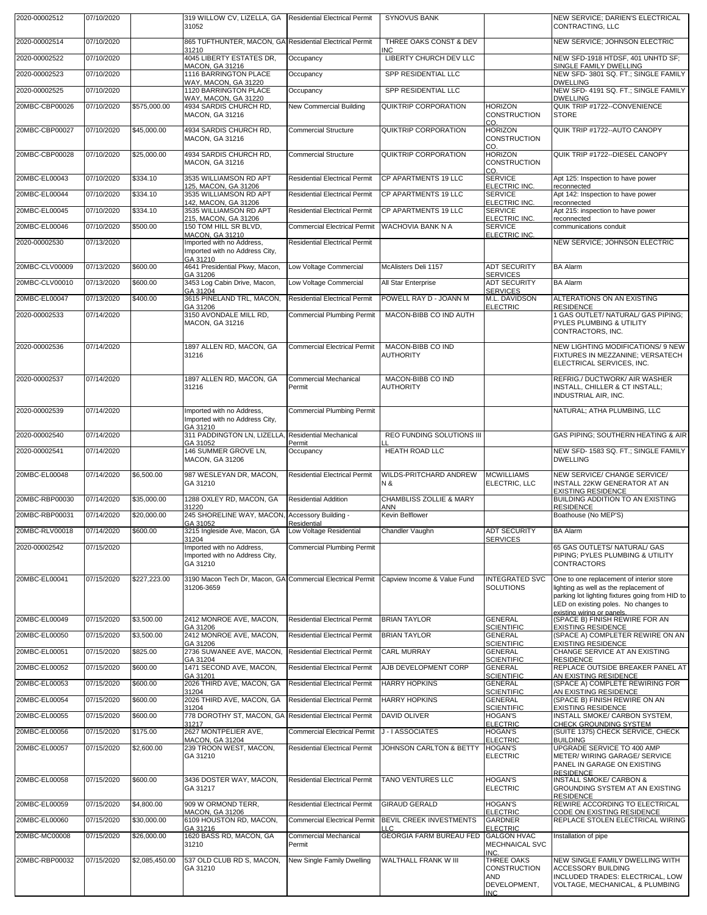| | | | | | | | |
|---|---|---|---|---|---|---|---|
| 2020-00002512 | 07/10/2020 | | 319 WILLOW CV, LIZELLA, GA 31052 | Residential Electrical Permit | SYNOVUS BANK | | NEW SERVICE; DARIEN'S ELECTRICAL CONTRACTING, LLC |
| 2020-00002514 | 07/10/2020 | | 865 TUFTHUNTER, MACON, GA 31210 | Residential Electrical Permit | THREE OAKS CONST & DEV INC | | NEW SERVICE; JOHNSON ELECTRIC |
| 2020-00002522 | 07/10/2020 | | 4045 LIBERTY ESTATES DR, MACON, GA 31216 | Occupancy | LIBERTY CHURCH DEV LLC | | NEW SFD-1918 HTDSF, 401 UNHTD SF; SINGLE FAMILY DWELLING |
| 2020-00002523 | 07/10/2020 | | 1116 BARRINGTON PLACE WAY, MACON, GA 31220 | Occupancy | SPP RESIDENTIAL LLC | | NEW SFD- 3801 SQ. FT.; SINGLE FAMILY DWELLING |
| 2020-00002525 | 07/10/2020 | | 1120 BARRINGTON PLACE WAY, MACON, GA 31220 | Occupancy | SPP RESIDENTIAL LLC | | NEW SFD- 4191 SQ. FT.; SINGLE FAMILY DWELLING |
| 20MBC-CBP00026 | 07/10/2020 | $575,000.00 | 4934 SARDIS CHURCH RD, MACON, GA 31216 | New Commercial Building | QUIKTRIP CORPORATION | HORIZON CONSTRUCTION CO. | QUIK TRIP #1722--CONVENIENCE STORE |
| 20MBC-CBP00027 | 07/10/2020 | $45,000.00 | 4934 SARDIS CHURCH RD, MACON, GA 31216 | Commercial Structure | QUIKTRIP CORPORATION | HORIZON CONSTRUCTION CO. | QUIK TRIP #1722--AUTO CANOPY |
| 20MBC-CBP00028 | 07/10/2020 | $25,000.00 | 4934 SARDIS CHURCH RD, MACON, GA 31216 | Commercial Structure | QUIKTRIP CORPORATION | HORIZON CONSTRUCTION CO. | QUIK TRIP #1722--DIESEL CANOPY |
| 20MBC-EL00043 | 07/10/2020 | $334.10 | 3535 WILLIAMSON RD APT 125, MACON, GA 31206 | Residential Electrical Permit | CP APARTMENTS 19 LLC | SERVICE ELECTRIC INC. | Apt 125: Inspection to have power reconnected |
| 20MBC-EL00044 | 07/10/2020 | $334.10 | 3535 WILLIAMSON RD APT 142, MACON, GA 31206 | Residential Electrical Permit | CP APARTMENTS 19 LLC | SERVICE ELECTRIC INC. | Apt 142: Inspection to have power reconnected |
| 20MBC-EL00045 | 07/10/2020 | $334.10 | 3535 WILLIAMSON RD APT 215, MACON, GA 31206 | Residential Electrical Permit | CP APARTMENTS 19 LLC | SERVICE ELECTRIC INC. | Apt 215: inspection to have power reconnected |
| 20MBC-EL00046 | 07/10/2020 | $500.00 | 150 TOM HILL SR BLVD, MACON, GA 31210 | Commercial Electrical Permit | WACHOVIA BANK N A | SERVICE ELECTRIC INC. | communications conduit |
| 2020-00002530 | 07/13/2020 | | Imported with no Address, Imported with no Address City, GA 31210 | Residential Electrical Permit | | | NEW SERVICE; JOHNSON ELECTRIC |
| 20MBC-CLV00009 | 07/13/2020 | $600.00 | 4641 Presidential Pkwy, Macon, GA 31206 | Low Voltage Commercial | McAlisters Deli 1157 | ADT SECURITY SERVICES | BA Alarm |
| 20MBC-CLV00010 | 07/13/2020 | $600.00 | 3453 Log Cabin Drive, Macon, GA 31204 | Low Voltage Commercial | All Star Enterprise | ADT SECURITY SERVICES | BA Alarm |
| 20MBC-EL00047 | 07/13/2020 | $400.00 | 3615 PINELAND TRL, MACON, GA 31206 | Residential Electrical Permit | POWELL RAY D - JOANN M | M.L. DAVIDSON ELECTRIC | ALTERATIONS ON AN EXISTING RESIDENCE |
| 2020-00002533 | 07/14/2020 | | 3150 AVONDALE MILL RD, MACON, GA 31216 | Commercial Plumbing Permit | MACON-BIBB CO IND AUTH | | 1 GAS OUTLET/ NATURAL/ GAS PIPING; PYLES PLUMBING & UTILITY CONTRACTORS, INC. |
| 2020-00002536 | 07/14/2020 | | 1897 ALLEN RD, MACON, GA 31216 | Commercial Electrical Permit | MACON-BIBB CO IND AUTHORITY | | NEW LIGHTING MODIFICATIONS/ 9 NEW FIXTURES IN MEZZANINE; VERSATECH ELECTRICAL SERVICES, INC. |
| 2020-00002537 | 07/14/2020 | | 1897 ALLEN RD, MACON, GA 31216 | Commercial Mechanical Permit | MACON-BIBB CO IND AUTHORITY | | REFRIG./ DUCTWORK/ AIR WASHER INSTALL, CHILLER & CT INSTALL; INDUSTRIAL AIR, INC. |
| 2020-00002539 | 07/14/2020 | | Imported with no Address, Imported with no Address City, GA 31210 | Commercial Plumbing Permit | | | NATURAL; ATHA PLUMBING, LLC |
| 2020-00002540 | 07/14/2020 | | 311 PADDINGTON LN, LIZELLA, GA 31052 | Residential Mechanical Permit | REO FUNDING SOLUTIONS III LL | | GAS PIPING; SOUTHERN HEATING & AIR |
| 2020-00002541 | 07/14/2020 | | 146 SUMMER GROVE LN, MACON, GA 31206 | Occupancy | HEATH ROAD LLC | | NEW SFD- 1583 SQ. FT.; SINGLE FAMILY DWELLING |
| 20MBC-EL00048 | 07/14/2020 | $6,500.00 | 987 WESLEYAN DR, MACON, GA 31210 | Residential Electrical Permit | WILDS-PRITCHARD ANDREW N & | MCWILLIAMS ELECTRIC, LLC | NEW SERVICE/ CHANGE SERVICE/ INSTALL 22KW GENERATOR AT AN EXISTING RESIDENCE |
| 20MBC-RBP00030 | 07/14/2020 | $35,000.00 | 1288 OXLEY RD, MACON, GA 31220 | Residential Addition | CHAMBLISS ZOLLIE & MARY ANN | | BUILDING ADDITION TO AN EXISTING RESIDENCE |
| 20MBC-RBP00031 | 07/14/2020 | $20,000.00 | 245 SHORELINE WAY, MACON, GA 31052 | Accessory Building - Residential | Kevin Belflower | | Boathouse (No MEP'S) |
| 20MBC-RLV00018 | 07/14/2020 | $600.00 | 3215 Ingleside Ave, Macon, GA 31204 | Low Voltage Residential | Chandler Vaughn | ADT SECURITY SERVICES | BA Alarm |
| 2020-00002542 | 07/15/2020 | | Imported with no Address, Imported with no Address City, GA 31210 | Commercial Plumbing Permit | | | 65 GAS OUTLETS/ NATURAL/ GAS PIPING; PYLES PLUMBING & UTILITY CONTRACTORS |
| 20MBC-EL00041 | 07/15/2020 | $227,223.00 | 3190 Macon Tech Dr, Macon, GA 31206-3659 | Commercial Electrical Permit | Capview Income & Value Fund | INTEGRATED SVC SOLUTIONS | One to one replacement of interior store lighting as well as the replacement of parking lot lighting fixtures going from HID to LED on existing poles. No changes to existing wiring or panels. |
| 20MBC-EL00049 | 07/15/2020 | $3,500.00 | 2412 MONROE AVE, MACON, GA 31206 | Residential Electrical Permit | BRIAN TAYLOR | GENERAL SCIENTIFIC | (SPACE B) FINISH REWIRE FOR AN EXISTING RESIDENCE |
| 20MBC-EL00050 | 07/15/2020 | $3,500.00 | 2412 MONROE AVE, MACON, GA 31206 | Residential Electrical Permit | BRIAN TAYLOR | GENERAL SCIENTIFIC | (SPACE A) COMPLETER REWIRE ON AN EXISTING RESIDENCE |
| 20MBC-EL00051 | 07/15/2020 | $825.00 | 2736 SUWANEE AVE, MACON, GA 31204 | Residential Electrical Permit | CARL MURRAY | GENERAL SCIENTIFIC | CHANGE SERVICE AT AN EXISTING RESIDENCE |
| 20MBC-EL00052 | 07/15/2020 | $600.00 | 1471 SECOND AVE, MACON, GA 31201 | Residential Electrical Permit | AJB DEVELOPMENT CORP | GENERAL SCIENTIFIC | REPLACE OUTSIDE BREAKER PANEL AT AN EXISTING RESIDENCE |
| 20MBC-EL00053 | 07/15/2020 | $600.00 | 2026 THIRD AVE, MACON, GA 31204 | Residential Electrical Permit | HARRY HOPKINS | GENERAL SCIENTIFIC | (SPACE A) COMPLETE REWIRING FOR AN EXISTING RESIDENCE |
| 20MBC-EL00054 | 07/15/2020 | $600.00 | 2026 THIRD AVE, MACON, GA 31204 | Residential Electrical Permit | HARRY HOPKINS | GENERAL SCIENTIFIC | (SPACE B) FINISH REWIRE ON AN EXISTING RESIDENCE |
| 20MBC-EL00055 | 07/15/2020 | $600.00 | 778 DOROTHY ST, MACON, GA 31217 | Residential Electrical Permit | DAVID OLIVER | HOGAN'S ELECTRIC | INSTALL SMOKE/ CARBON SYSTEM, CHECK GROUNDING SYSTEM |
| 20MBC-EL00056 | 07/15/2020 | $175.00 | 2627 MONTPELIER AVE, MACON, GA 31204 | Commercial Electrical Permit | J - I ASSOCIATES | HOGAN'S ELECTRIC | (SUITE 1375) CHECK SERVICE, CHECK BUILDING |
| 20MBC-EL00057 | 07/15/2020 | $2,600.00 | 239 TROON WEST, MACON, GA 31210 | Residential Electrical Permit | JOHNSON CARLTON & BETTY | HOGAN'S ELECTRIC | UPGRADE SERVICE TO 400 AMP METER/ WIRING GARAGE/ SERVICE PANEL IN GARAGE ON EXISTING RESIDENCE |
| 20MBC-EL00058 | 07/15/2020 | $600.00 | 3436 DOSTER WAY, MACON, GA 31217 | Residential Electrical Permit | TANO VENTURES LLC | HOGAN'S ELECTRIC | INSTALL SMOKE/ CARBON & GROUNDING SYSTEM AT AN EXISTING RESIDENCE |
| 20MBC-EL00059 | 07/15/2020 | $4,800.00 | 909 W ORMOND TERR, MACON, GA 31206 | Residential Electrical Permit | GIRAUD GERALD | HOGAN'S ELECTRIC | REWIRE ACCORDING TO ELECTRICAL CODE ON EXISTING RESIDENCE |
| 20MBC-EL00060 | 07/15/2020 | $30,000.00 | 6109 HOUSTON RD, MACON, GA 31216 | Commercial Electrical Permit | BEVIL CREEK INVESTMENTS LLC | GARDNER ELECTRIC | REPLACE STOLEN ELECTRICAL WIRING |
| 20MBC-MC00008 | 07/15/2020 | $26,000.00 | 1620 BASS RD, MACON, GA 31210 | Commercial Mechanical Permit | GEORGIA FARM BUREAU FED | GALGON HVAC MECHNAICAL SVC INC. | Installation of pipe |
| 20MBC-RBP00032 | 07/15/2020 | $2,085,450.00 | 537 OLD CLUB RD S, MACON, GA 31210 | New Single Family Dwelling | WALTHALL FRANK W III | THREE OAKS CONSTRUCTION AND DEVELOPMENT, INC | NEW SINGLE FAMILY DWELLING WITH ACCESSORY BUILDING INCLUDED TRADES: ELECTRICAL, LOW VOLTAGE, MECHANICAL, & PLUMBING |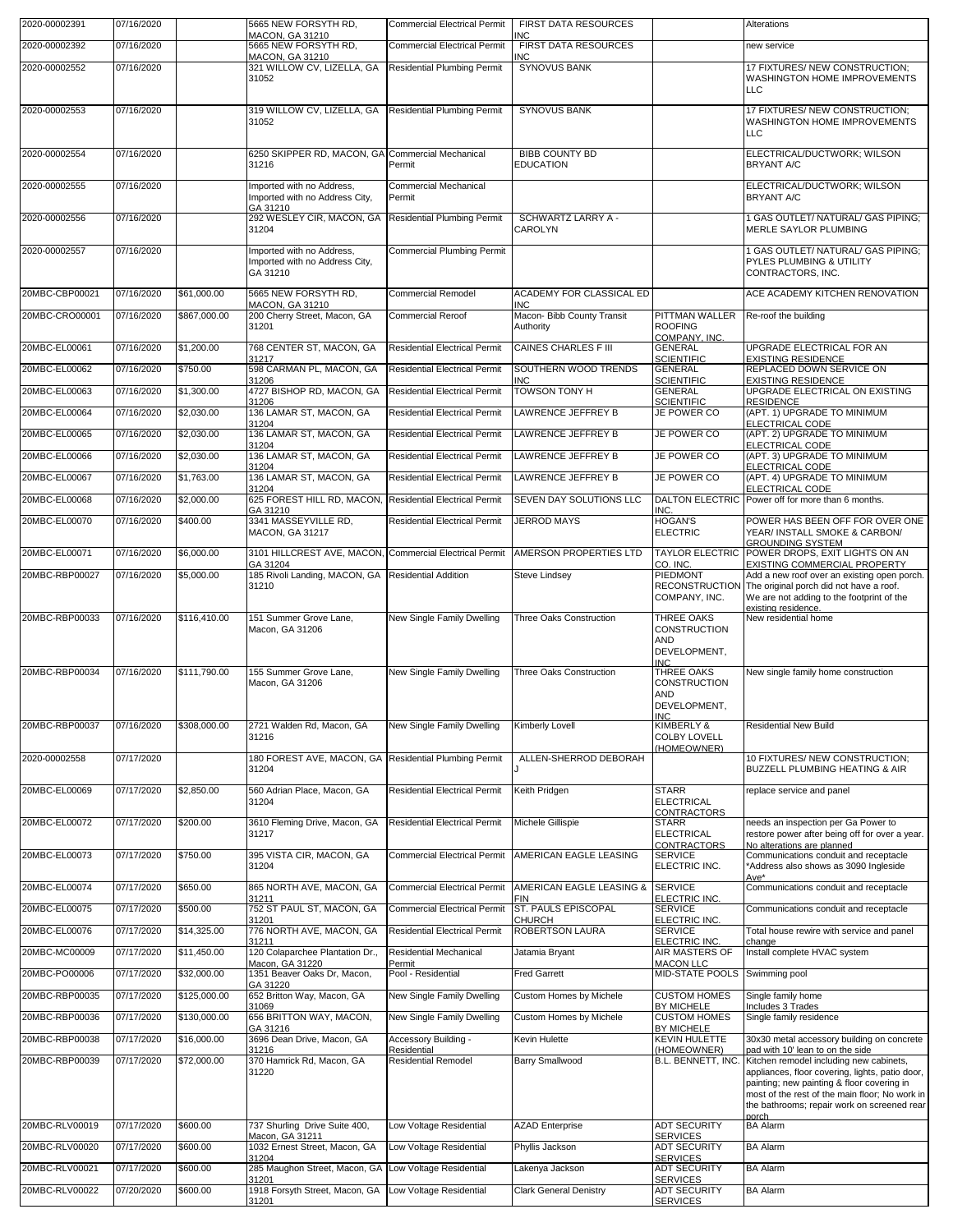| | | | | | | | |
|---|---|---|---|---|---|---|---|
| 2020-00002391 | 07/16/2020 | | 5665 NEW FORSYTH RD, MACON, GA 31210 | Commercial Electrical Permit | FIRST DATA RESOURCES INC | | Alterations |
| 2020-00002392 | 07/16/2020 | | 5665 NEW FORSYTH RD, MACON, GA 31210 | Commercial Electrical Permit | FIRST DATA RESOURCES INC | | new service |
| 2020-00002552 | 07/16/2020 | | 321 WILLOW CV, LIZELLA, GA 31052 | Residential Plumbing Permit | SYNOVUS BANK | | 17 FIXTURES/ NEW CONSTRUCTION; WASHINGTON HOME IMPROVEMENTS LLC |
| 2020-00002553 | 07/16/2020 | | 319 WILLOW CV, LIZELLA, GA 31052 | Residential Plumbing Permit | SYNOVUS BANK | | 17 FIXTURES/ NEW CONSTRUCTION; WASHINGTON HOME IMPROVEMENTS LLC |
| 2020-00002554 | 07/16/2020 | | 6250 SKIPPER RD, MACON, GA 31216 | Commercial Mechanical Permit | BIBB COUNTY BD EDUCATION | | ELECTRICAL/DUCTWORK; WILSON BRYANT A/C |
| 2020-00002555 | 07/16/2020 | | Imported with no Address, Imported with no Address City, GA 31210 | Commercial Mechanical Permit | | | ELECTRICAL/DUCTWORK; WILSON BRYANT A/C |
| 2020-00002556 | 07/16/2020 | | 292 WESLEY CIR, MACON, GA 31204 | Residential Plumbing Permit | SCHWARTZ LARRY A - CAROLYN | | 1 GAS OUTLET/ NATURAL/ GAS PIPING; MERLE SAYLOR PLUMBING |
| 2020-00002557 | 07/16/2020 | | Imported with no Address, Imported with no Address City, GA 31210 | Commercial Plumbing Permit | | | 1 GAS OUTLET/ NATURAL/ GAS PIPING; PYLES PLUMBING & UTILITY CONTRACTORS, INC. |
| 20MBC-CBP00021 | 07/16/2020 | $61,000.00 | 5665 NEW FORSYTH RD, MACON, GA 31210 | Commercial Remodel | ACADEMY FOR CLASSICAL ED INC | | ACE ACADEMY KITCHEN RENOVATION |
| 20MBC-CRO00001 | 07/16/2020 | $867,000.00 | 200 Cherry Street, Macon, GA 31201 | Commercial Reroof | Macon- Bibb County Transit Authority | PITTMAN WALLER ROOFING COMPANY, INC. | Re-roof the building |
| 20MBC-EL00061 | 07/16/2020 | $1,200.00 | 768 CENTER ST, MACON, GA 31217 | Residential Electrical Permit | CAINES CHARLES F III | GENERAL SCIENTIFIC | UPGRADE ELECTRICAL FOR AN EXISTING RESIDENCE |
| 20MBC-EL00062 | 07/16/2020 | $750.00 | 598 CARMAN PL, MACON, GA 31206 | Residential Electrical Permit | SOUTHERN WOOD TRENDS INC | GENERAL SCIENTIFIC | REPLACED DOWN SERVICE ON EXISTING RESIDENCE |
| 20MBC-EL00063 | 07/16/2020 | $1,300.00 | 4727 BISHOP RD, MACON, GA 31206 | Residential Electrical Permit | TOWSON TONY H | GENERAL SCIENTIFIC | UPGRADE ELECTRICAL ON EXISTING RESIDENCE |
| 20MBC-EL00064 | 07/16/2020 | $2,030.00 | 136 LAMAR ST, MACON, GA 31204 | Residential Electrical Permit | LAWRENCE JEFFREY B | JE POWER CO | (APT. 1) UPGRADE TO MINIMUM ELECTRICAL CODE |
| 20MBC-EL00065 | 07/16/2020 | $2,030.00 | 136 LAMAR ST, MACON, GA 31204 | Residential Electrical Permit | LAWRENCE JEFFREY B | JE POWER CO | (APT. 2) UPGRADE TO MINIMUM ELECTRICAL CODE |
| 20MBC-EL00066 | 07/16/2020 | $2,030.00 | 136 LAMAR ST, MACON, GA 31204 | Residential Electrical Permit | LAWRENCE JEFFREY B | JE POWER CO | (APT. 3) UPGRADE TO MINIMUM ELECTRICAL CODE |
| 20MBC-EL00067 | 07/16/2020 | $1,763.00 | 136 LAMAR ST, MACON, GA 31204 | Residential Electrical Permit | LAWRENCE JEFFREY B | JE POWER CO | (APT. 4) UPGRADE TO MINIMUM ELECTRICAL CODE |
| 20MBC-EL00068 | 07/16/2020 | $2,000.00 | 625 FOREST HILL RD, MACON, GA 31210 | Residential Electrical Permit | SEVEN DAY SOLUTIONS LLC | DALTON ELECTRIC INC. | Power off for more than 6 months. |
| 20MBC-EL00070 | 07/16/2020 | $400.00 | 3341 MASSEYVILLE RD, MACON, GA 31217 | Residential Electrical Permit | JERROD MAYS | HOGAN'S ELECTRIC | POWER HAS BEEN OFF FOR OVER ONE YEAR/ INSTALL SMOKE & CARBON/ GROUNDING SYSTEM |
| 20MBC-EL00071 | 07/16/2020 | $6,000.00 | 3101 HILLCREST AVE, MACON, GA 31204 | Commercial Electrical Permit | AMERSON PROPERTIES LTD | TAYLOR ELECTRIC CO. INC. | POWER DROPS, EXIT LIGHTS ON AN EXISTING COMMERCIAL PROPERTY |
| 20MBC-RBP00027 | 07/16/2020 | $5,000.00 | 185 Rivoli Landing, MACON, GA 31210 | Residential Addition | Steve Lindsey | PIEDMONT RECONSTRUCTION COMPANY, INC. | Add a new roof over an existing open porch. The original porch did not have a roof. We are not adding to the footprint of the existing residence. |
| 20MBC-RBP00033 | 07/16/2020 | $116,410.00 | 151 Summer Grove Lane, Macon, GA 31206 | New Single Family Dwelling | Three Oaks Construction | THREE OAKS CONSTRUCTION AND DEVELOPMENT, INC | New residential home |
| 20MBC-RBP00034 | 07/16/2020 | $111,790.00 | 155 Summer Grove Lane, Macon, GA 31206 | New Single Family Dwelling | Three Oaks Construction | THREE OAKS CONSTRUCTION AND DEVELOPMENT, INC | New single family home construction |
| 20MBC-RBP00037 | 07/16/2020 | $308,000.00 | 2721 Walden Rd, Macon, GA 31216 | New Single Family Dwelling | Kimberly Lovell | KIMBERLY & COLBY LOVELL (HOMEOWNER) | Residential New Build |
| 2020-00002558 | 07/17/2020 | | 180 FOREST AVE, MACON, GA 31204 | Residential Plumbing Permit | ALLEN-SHERROD DEBORAH J | | 10 FIXTURES/ NEW CONSTRUCTION; BUZZELL PLUMBING HEATING & AIR |
| 20MBC-EL00069 | 07/17/2020 | $2,850.00 | 560 Adrian Place, Macon, GA 31204 | Residential Electrical Permit | Keith Pridgen | STARR ELECTRICAL CONTRACTORS | replace service and panel |
| 20MBC-EL00072 | 07/17/2020 | $200.00 | 3610 Fleming Drive, Macon, GA 31217 | Residential Electrical Permit | Michele Gillispie | STARR ELECTRICAL CONTRACTORS | needs an inspection per Ga Power to restore power after being off for over a year. No alterations are planned |
| 20MBC-EL00073 | 07/17/2020 | $750.00 | 395 VISTA CIR, MACON, GA 31204 | Commercial Electrical Permit | AMERICAN EAGLE LEASING | SERVICE ELECTRIC INC. | Communications conduit and receptacle *Address also shows as 3090 Ingleside Ave* |
| 20MBC-EL00074 | 07/17/2020 | $650.00 | 865 NORTH AVE, MACON, GA 31211 | Commercial Electrical Permit | AMERICAN EAGLE LEASING & FIN | SERVICE ELECTRIC INC. | Communications conduit and receptacle |
| 20MBC-EL00075 | 07/17/2020 | $500.00 | 752 ST PAUL ST, MACON, GA 31201 | Commercial Electrical Permit | ST. PAULS EPISCOPAL CHURCH | SERVICE ELECTRIC INC. | Communications conduit and receptacle |
| 20MBC-EL00076 | 07/17/2020 | $14,325.00 | 776 NORTH AVE, MACON, GA 31211 | Residential Electrical Permit | ROBERTSON LAURA | SERVICE ELECTRIC INC. | Total house rewire with service and panel change |
| 20MBC-MC00009 | 07/17/2020 | $11,450.00 | 120 Colaparchee Plantation Dr., Macon, GA 31220 | Residential Mechanical Permit | Jatamia Bryant | AIR MASTERS OF MACON LLC | Install complete HVAC system |
| 20MBC-PO00006 | 07/17/2020 | $32,000.00 | 1351 Beaver Oaks Dr, Macon, GA 31220 | Pool - Residential | Fred Garrett | MID-STATE POOLS | Swimming pool |
| 20MBC-RBP00035 | 07/17/2020 | $125,000.00 | 652 Britton Way, Macon, GA 31069 | New Single Family Dwelling | Custom Homes by Michele | CUSTOM HOMES BY MICHELE | Single family home Includes 3 Trades |
| 20MBC-RBP00036 | 07/17/2020 | $130,000.00 | 656 BRITTON WAY, MACON, GA 31216 | New Single Family Dwelling | Custom Homes by Michele | CUSTOM HOMES BY MICHELE | Single family residence |
| 20MBC-RBP00038 | 07/17/2020 | $16,000.00 | 3696 Dean Drive, Macon, GA 31216 | Accessory Building - Residential | Kevin Hulette | KEVIN HULETTE (HOMEOWNER) | 30x30 metal accessory building on concrete pad with 10' lean to on the side |
| 20MBC-RBP00039 | 07/17/2020 | $72,000.00 | 370 Hamrick Rd, Macon, GA 31220 | Residential Remodel | Barry Smallwood | B.L. BENNETT, INC. | Kitchen remodel including new cabinets, appliances, floor covering, lights, patio door, painting; new painting & floor covering in most of the rest of the main floor; No work in the bathrooms; repair work on screened rear porch |
| 20MBC-RLV00019 | 07/17/2020 | $600.00 | 737 Shurling Drive Suite 400, Macon, GA 31211 | Low Voltage Residential | AZAD Enterprise | ADT SECURITY SERVICES | BA Alarm |
| 20MBC-RLV00020 | 07/17/2020 | $600.00 | 1032 Ernest Street, Macon, GA 31204 | Low Voltage Residential | Phyllis Jackson | ADT SECURITY SERVICES | BA Alarm |
| 20MBC-RLV00021 | 07/17/2020 | $600.00 | 285 Maughon Street, Macon, GA 31201 | Low Voltage Residential | Lakenya Jackson | ADT SECURITY SERVICES | BA Alarm |
| 20MBC-RLV00022 | 07/20/2020 | $600.00 | 1918 Forsyth Street, Macon, GA 31201 | Low Voltage Residential | Clark General Denistry | ADT SECURITY SERVICES | BA Alarm |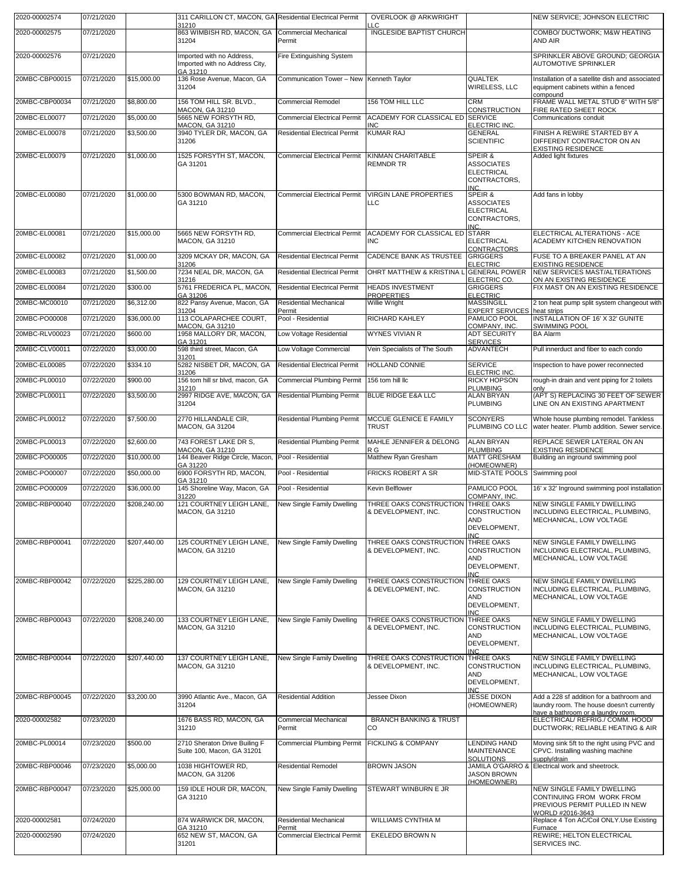| | | | | | | | |
|---|---|---|---|---|---|---|---|
| 2020-00002574 | 07/21/2020 | | 311 CARILLON CT, MACON, GA 31210 | Residential Electrical Permit | OVERLOOK @ ARKWRIGHT LLC | | NEW SERVICE; JOHNSON ELECTRIC |
| 2020-00002575 | 07/21/2020 | | 863 WIMBISH RD, MACON, GA 31204 | Commercial Mechanical Permit | INGLESIDE BAPTIST CHURCH | | COMBO/ DUCTWORK; M&W HEATING AND AIR |
| 2020-00002576 | 07/21/2020 | | Imported with no Address, Imported with no Address City, GA 31210 | Fire Extinguishing System | | | SPRINKLER ABOVE GROUND; GEORGIA AUTOMOTIVE SPRINKLER |
| 20MBC-CBP00015 | 07/21/2020 | $15,000.00 | 136 Rose Avenue, Macon, GA 31204 | Communication Tower – New | Kenneth Taylor | QUALTEK WIRELESS, LLC | Installation of a satellite dish and associated equipment cabinets within a fenced compound |
| 20MBC-CBP00034 | 07/21/2020 | $8,800.00 | 156 TOM HILL SR. BLVD., MACON, GA 31210 | Commercial Remodel | 156 TOM HILL LLC | CRM CONSTRUCTION | FRAME WALL METAL STUD 6" WITH 5/8" FIRE RATED SHEET ROCK |
| 20MBC-EL00077 | 07/21/2020 | $5,000.00 | 5665 NEW FORSYTH RD, MACON, GA 31210 | Commercial Electrical Permit | ACADEMY FOR CLASSICAL ED INC | SERVICE ELECTRIC INC. | Communications conduit |
| 20MBC-EL00078 | 07/21/2020 | $3,500.00 | 3940 TYLER DR, MACON, GA 31206 | Residential Electrical Permit | KUMAR RAJ | GENERAL SCIENTIFIC | FINISH A REWIRE STARTED BY A DIFFERENT CONTRACTOR ON AN EXISTING RESIDENCE |
| 20MBC-EL00079 | 07/21/2020 | $1,000.00 | 1525 FORSYTH ST, MACON, GA 31201 | Commercial Electrical Permit | KINMAN CHARITABLE REMNDR TR | SPEIR & ASSOCIATES ELECTRICAL CONTRACTORS, INC. | Added light fixtures |
| 20MBC-EL00080 | 07/21/2020 | $1,000.00 | 5300 BOWMAN RD, MACON, GA 31210 | Commercial Electrical Permit | VIRGIN LANE PROPERTIES LLC | SPEIR & ASSOCIATES ELECTRICAL CONTRACTORS, INC. | Add fans in lobby |
| 20MBC-EL00081 | 07/21/2020 | $15,000.00 | 5665 NEW FORSYTH RD, MACON, GA 31210 | Commercial Electrical Permit | ACADEMY FOR CLASSICAL ED INC | STARR ELECTRICAL CONTRACTORS | ELECTRICAL ALTERATIONS - ACE ACADEMY KITCHEN RENOVATION |
| 20MBC-EL00082 | 07/21/2020 | $1,000.00 | 3209 MCKAY DR, MACON, GA 31206 | Residential Electrical Permit | CADENCE BANK AS TRUSTEE | GRIGGERS ELECTRIC | FUSE TO A BREAKER PANEL AT AN EXISTING RESIDENCE |
| 20MBC-EL00083 | 07/21/2020 | $1,500.00 | 7234 NEAL DR, MACON, GA 31216 | Residential Electrical Permit | OHRT MATTHEW & KRISTINA L | GENERAL POWER ELECTRIC CO. | NEW SERVICES MAST/ALTERATIONS ON AN EXISTING RESIDENCE |
| 20MBC-EL00084 | 07/21/2020 | $300.00 | 5761 FREDERICA PL, MACON, GA 31206 | Residential Electrical Permit | HEADS INVESTMENT PROPERTIES | GRIGGERS ELECTRIC | FIX MAST ON AN EXISTING RESIDENCE |
| 20MBC-MC00010 | 07/21/2020 | $6,312.00 | 822 Pansy Avenue, Macon, GA 31204 | Residential Mechanical Permit | Willie Wright | MASSINGILL EXPERT SERVICES | 2 ton heat pump split system changeout with heat strips |
| 20MBC-PO00008 | 07/21/2020 | $36,000.00 | 113 COLAPARCHEE COURT, MACON, GA 31210 | Pool - Residential | RICHARD KAHLEY | PAMLICO POOL COMPANY, INC. | INSTALLATION OF 16' X 32' GUNITE SWIMMING POOL |
| 20MBC-RLV00023 | 07/21/2020 | $600.00 | 1958 MALLORY DR, MACON, GA 31201 | Low Voltage Residential | WYNES VIVIAN R | ADT SECURITY SERVICES | BA Alarm |
| 20MBC-CLV00011 | 07/22/2020 | $3,000.00 | 598 third street, Macon, GA 31201 | Low Voltage Commercial | Vein Specialists of The South | ADVANTECH | Pull innerduct and fiber to each condo |
| 20MBC-EL00085 | 07/22/2020 | $334.10 | 5282 NISBET DR, MACON, GA 31206 | Residential Electrical Permit | HOLLAND CONNIE | SERVICE ELECTRIC INC. | Inspection to have power reconnected |
| 20MBC-PL00010 | 07/22/2020 | $900.00 | 156 tom hill sr blvd, macon, GA 31210 | Commercial Plumbing Permit | 156 tom hill llc | RICKY HOPSON PLUMBING | rough-in drain and vent piping for 2 toilets only |
| 20MBC-PL00011 | 07/22/2020 | $3,500.00 | 2997 RIDGE AVE, MACON, GA 31204 | Residential Plumbing Permit | BLUE RIDGE E&A LLC | ALAN BRYAN PLUMBING | (APT S) REPLACING 30 FEET OF SEWER LINE ON AN EXISTING APARTMENT |
| 20MBC-PL00012 | 07/22/2020 | $7,500.00 | 2770 HILLANDALE CIR, MACON, GA 31204 | Residential Plumbing Permit | MCCUE GLENICE E FAMILY TRUST | SCONYERS PLUMBING CO LLC | Whole house plumbing remodel. Tankless water heater. Plumb addition. Sewer service. |
| 20MBC-PL00013 | 07/22/2020 | $2,600.00 | 743 FOREST LAKE DR S, MACON, GA 31210 | Residential Plumbing Permit | MAHLE JENNIFER & DELONG R G | ALAN BRYAN PLUMBING | REPLACE SEWER LATERAL ON AN EXISTING RESIDENCE |
| 20MBC-PO00005 | 07/22/2020 | $10,000.00 | 144 Beaver Ridge Circle, Macon, GA 31220 | Pool - Residential | Matthew Ryan Gresham | MATT GRESHAM (HOMEOWNER) | Building an inground swimming pool |
| 20MBC-PO00007 | 07/22/2020 | $50,000.00 | 6900 FORSYTH RD, MACON, GA 31210 | Pool - Residential | FRICKS ROBERT A SR | MID-STATE POOLS | Swimming pool |
| 20MBC-PO00009 | 07/22/2020 | $36,000.00 | 145 Shoreline Way, Macon, GA 31220 | Pool - Residential | Kevin Belflower | PAMLICO POOL COMPANY, INC. | 16' x 32' Inground swimming pool installation |
| 20MBC-RBP00040 | 07/22/2020 | $208,240.00 | 121 COURTNEY LEIGH LANE, MACON, GA 31210 | New Single Family Dwelling | THREE OAKS CONSTRUCTION & DEVELOPMENT, INC. | THREE OAKS CONSTRUCTION AND DEVELOPMENT, INC | NEW SINGLE FAMILY DWELLING INCLUDING ELECTRICAL, PLUMBING, MECHANICAL, LOW VOLTAGE |
| 20MBC-RBP00041 | 07/22/2020 | $207,440.00 | 125 COURTNEY LEIGH LANE, MACON, GA 31210 | New Single Family Dwelling | THREE OAKS CONSTRUCTION & DEVELOPMENT, INC. | THREE OAKS CONSTRUCTION AND DEVELOPMENT, INC | NEW SINGLE FAMILY DWELLING INCLUDING ELECTRICAL, PLUMBING, MECHANICAL, LOW VOLTAGE |
| 20MBC-RBP00042 | 07/22/2020 | $225,280.00 | 129 COURTNEY LEIGH LANE, MACON, GA 31210 | New Single Family Dwelling | THREE OAKS CONSTRUCTION & DEVELOPMENT, INC. | THREE OAKS CONSTRUCTION AND DEVELOPMENT, INC | NEW SINGLE FAMILY DWELLING INCLUDING ELECTRICAL, PLUMBING, MECHANICAL, LOW VOLTAGE |
| 20MBC-RBP00043 | 07/22/2020 | $208,240.00 | 133 COURTNEY LEIGH LANE, MACON, GA 31210 | New Single Family Dwelling | THREE OAKS CONSTRUCTION & DEVELOPMENT, INC. | THREE OAKS CONSTRUCTION AND DEVELOPMENT, INC | NEW SINGLE FAMILY DWELLING INCLUDING ELECTRICAL, PLUMBING, MECHANICAL, LOW VOLTAGE |
| 20MBC-RBP00044 | 07/22/2020 | $207,440.00 | 137 COURTNEY LEIGH LANE, MACON, GA 31210 | New Single Family Dwelling | THREE OAKS CONSTRUCTION & DEVELOPMENT, INC. | THREE OAKS CONSTRUCTION AND DEVELOPMENT, INC | NEW SINGLE FAMILY DWELLING INCLUDING ELECTRICAL, PLUMBING, MECHANICAL, LOW VOLTAGE |
| 20MBC-RBP00045 | 07/22/2020 | $3,200.00 | 3990 Atlantic Ave., Macon, GA 31204 | Residential Addition | Jessee Dixon | JESSE DIXON (HOMEOWNER) | Add a 228 sf addition for a bathroom and laundry room. The house doesn't currently have a bathroom or a laundry room. |
| 2020-00002582 | 07/23/2020 | | 1676 BASS RD, MACON, GA 31210 | Commercial Mechanical Permit | BRANCH BANKING & TRUST CO | | ELECTRICAL/ REFRIG./ COMM. HOOD/ DUCTWORK; RELIABLE HEATING & AIR |
| 20MBC-PL00014 | 07/23/2020 | $500.00 | 2710 Sheraton Drive Builing F Suite 100, Macon, GA 31201 | Commercial Plumbing Permit | FICKLING & COMPANY | LENDING HAND MAINTENANCE SOLUTIONS | Moving sink 5ft to the right using PVC and CPVC. Installing washing machine supply/drain |
| 20MBC-RBP00046 | 07/23/2020 | $5,000.00 | 1038 HIGHTOWER RD, MACON, GA 31206 | Residential Remodel | BROWN JASON | JAMILA O'GARRO & JASON BROWN (HOMEOWNER) | Electrical work and sheetrock. |
| 20MBC-RBP00047 | 07/23/2020 | $25,000.00 | 159 IDLE HOUR DR, MACON, GA 31210 | New Single Family Dwelling | STEWART WINBURN E JR | | NEW SINGLE FAMILY DWELLING CONTINUING FROM WORK FROM PREVIOUS PERMIT PULLED IN NEW WORLD #2016-3643 |
| 2020-00002581 | 07/24/2020 | | 874 WARWICK DR, MACON, GA 31210 | Residential Mechanical Permit | WILLIAMS CYNTHIA M | | Replace 4 Ton AC/Coil ONLY.Use Existing Furnace |
| 2020-00002590 | 07/24/2020 | | 652 NEW ST, MACON, GA 31201 | Commercial Electrical Permit | EKELEDO BROWN N | | REWIRE; HELTON ELECTRICAL SERVICES INC. |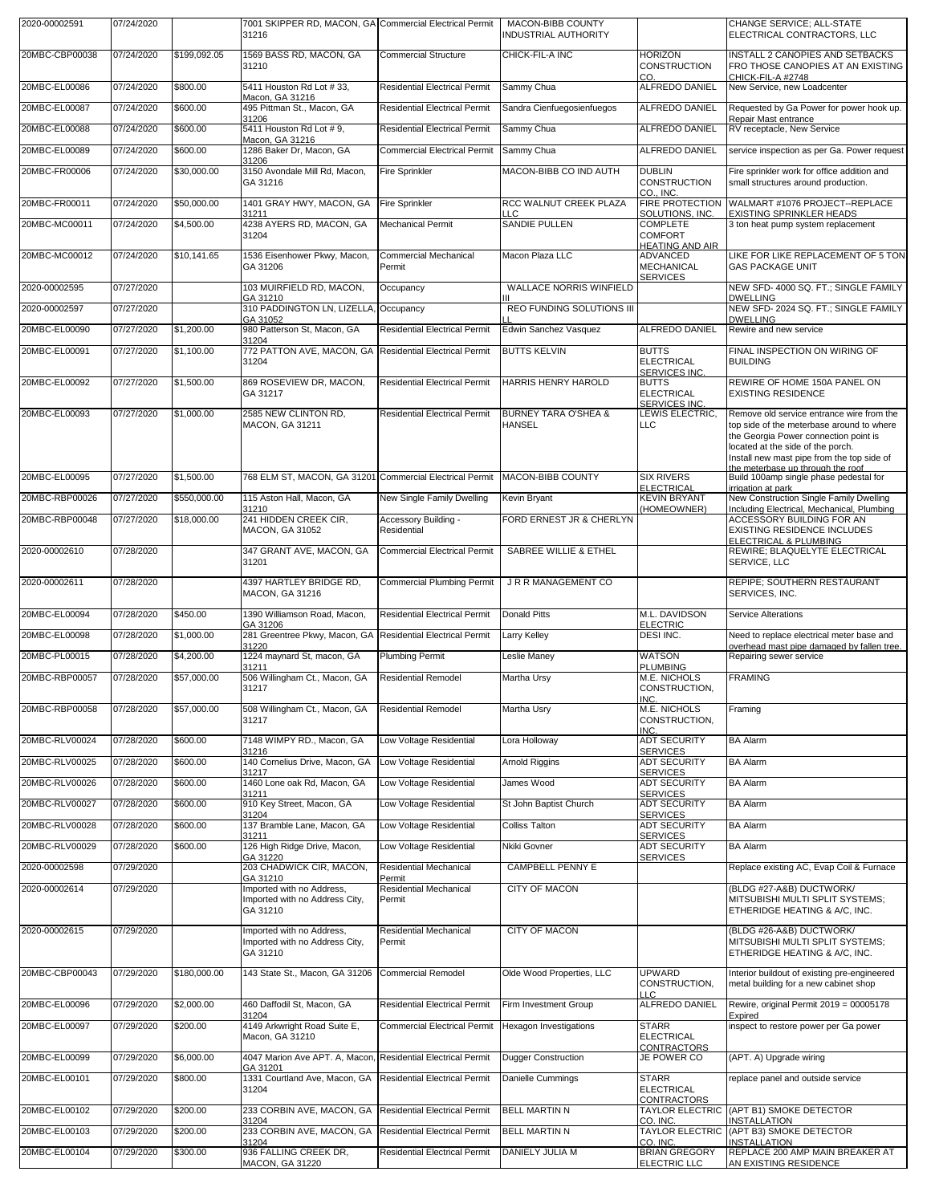| | | | | | | | |
|---|---|---|---|---|---|---|---|
| 2020-00002591 | 07/24/2020 | | 7001 SKIPPER RD, MACON, GA 31216 | Commercial Electrical Permit | MACON-BIBB COUNTY INDUSTRIAL AUTHORITY | | CHANGE SERVICE; ALL-STATE ELECTRICAL CONTRACTORS, LLC |
| 20MBC-CBP00038 | 07/24/2020 | $199,092.05 | 1569 BASS RD, MACON, GA 31210 | Commercial Structure | CHICK-FIL-A INC | HORIZON CONSTRUCTION CO. | INSTALL 2 CANOPIES AND SETBACKS FRO THOSE CANOPIES AT AN EXISTING CHICK-FIL-A #2748 |
| 20MBC-EL00086 | 07/24/2020 | $800.00 | 5411 Houston Rd Lot # 33, Macon, GA 31216 | Residential Electrical Permit | Sammy Chua | ALFREDO DANIEL | New Service, new Loadcenter |
| 20MBC-EL00087 | 07/24/2020 | $600.00 | 495 Pittman St., Macon, GA 31206 | Residential Electrical Permit | Sandra Cienfuegosienfuegos | ALFREDO DANIEL | Requested by Ga Power for power hook up. Repair Mast entrance |
| 20MBC-EL00088 | 07/24/2020 | $600.00 | 5411 Houston Rd Lot # 9, Macon, GA 31216 | Residential Electrical Permit | Sammy Chua | ALFREDO DANIEL | RV receptacle, New Service |
| 20MBC-EL00089 | 07/24/2020 | $600.00 | 1286 Baker Dr, Macon, GA 31206 | Commercial Electrical Permit | Sammy Chua | ALFREDO DANIEL | service inspection as per Ga. Power request |
| 20MBC-FR00006 | 07/24/2020 | $30,000.00 | 3150 Avondale Mill Rd, Macon, GA 31216 | Fire Sprinkler | MACON-BIBB CO IND AUTH | DUBLIN CONSTRUCTION CO., INC. | Fire sprinkler work for office addition and small structures around production. |
| 20MBC-FR00011 | 07/24/2020 | $50,000.00 | 1401 GRAY HWY, MACON, GA 31211 | Fire Sprinkler | RCC WALNUT CREEK PLAZA LLC | FIRE PROTECTION SOLUTIONS, INC. | WALMART #1076 PROJECT--REPLACE EXISTING SPRINKLER HEADS |
| 20MBC-MC00011 | 07/24/2020 | $4,500.00 | 4238 AYERS RD, MACON, GA 31204 | Mechanical Permit | SANDIE PULLEN | COMPLETE COMFORT HEATING AND AIR | 3 ton heat pump system replacement |
| 20MBC-MC00012 | 07/24/2020 | $10,141.65 | 1536 Eisenhower Pkwy, Macon, GA 31206 | Commercial Mechanical Permit | Macon Plaza LLC | ADVANCED MECHANICAL SERVICES | LIKE FOR LIKE REPLACEMENT OF 5 TON GAS PACKAGE UNIT |
| 2020-00002595 | 07/27/2020 | | 103 MUIRFIELD RD, MACON, GA 31210 | Occupancy | WALLACE NORRIS WINFIELD III | | NEW SFD- 4000 SQ. FT.; SINGLE FAMILY DWELLING |
| 2020-00002597 | 07/27/2020 | | 310 PADDINGTON LN, LIZELLA, GA 31052 | Occupancy | REO FUNDING SOLUTIONS III LL | | NEW SFD- 2024 SQ. FT.; SINGLE FAMILY DWELLING |
| 20MBC-EL00090 | 07/27/2020 | $1,200.00 | 980 Patterson St, Macon, GA 31204 | Residential Electrical Permit | Edwin Sanchez Vasquez | ALFREDO DANIEL | Rewire and new service |
| 20MBC-EL00091 | 07/27/2020 | $1,100.00 | 772 PATTON AVE, MACON, GA 31204 | Residential Electrical Permit | BUTTS KELVIN | BUTTS ELECTRICAL SERVICES INC. | FINAL INSPECTION ON WIRING OF BUILDING |
| 20MBC-EL00092 | 07/27/2020 | $1,500.00 | 869 ROSEVIEW DR, MACON, GA 31217 | Residential Electrical Permit | HARRIS HENRY HAROLD | BUTTS ELECTRICAL SERVICES INC. | REWIRE OF HOME 150A PANEL ON EXISTING RESIDENCE |
| 20MBC-EL00093 | 07/27/2020 | $1,000.00 | 2585 NEW CLINTON RD, MACON, GA 31211 | Residential Electrical Permit | BURNEY TARA O'SHEA & HANSEL | LEWIS ELECTRIC, LLC | Remove old service entrance wire from the top side of the meterbase around to where the Georgia Power connection point is located at the side of the porch. Install new mast pipe from the top side of the meterbase up through the roof |
| 20MBC-EL00095 | 07/27/2020 | $1,500.00 | 768 ELM ST, MACON, GA 31201 | Commercial Electrical Permit | MACON-BIBB COUNTY | SIX RIVERS ELECTRICAL | Build 100amp single phase pedestal for irrigation at park |
| 20MBC-RBP00026 | 07/27/2020 | $550,000.00 | 115 Aston Hall, Macon, GA 31210 | New Single Family Dwelling | Kevin Bryant | KEVIN BRYANT (HOMEOWNER) | New Construction Single Family Dwelling Including Electrical, Mechanical, Plumbing |
| 20MBC-RBP00048 | 07/27/2020 | $18,000.00 | 241 HIDDEN CREEK CIR, MACON, GA 31052 | Accessory Building - Residential | FORD ERNEST JR & CHERLYN | | ACCESSORY BUILDING FOR AN EXISTING RESIDENCE INCLUDES ELECTRICAL & PLUMBING |
| 2020-00002610 | 07/28/2020 | | 347 GRANT AVE, MACON, GA 31201 | Commercial Electrical Permit | SABREE WILLIE & ETHEL | | REWIRE; BLAQUELYTE ELECTRICAL SERVICE, LLC |
| 2020-00002611 | 07/28/2020 | | 4397 HARTLEY BRIDGE RD, MACON, GA 31216 | Commercial Plumbing Permit | J R R MANAGEMENT CO | | REPIPE; SOUTHERN RESTAURANT SERVICES, INC. |
| 20MBC-EL00094 | 07/28/2020 | $450.00 | 1390 Williamson Road, Macon, GA 31206 | Residential Electrical Permit | Donald Pitts | M.L. DAVIDSON ELECTRIC | Service Alterations |
| 20MBC-EL00098 | 07/28/2020 | $1,000.00 | 281 Greentree Pkwy, Macon, GA 31220 | Residential Electrical Permit | Larry Kelley | DESI INC. | Need to replace electrical meter base and overhead mast pipe damaged by fallen tree. |
| 20MBC-PL00015 | 07/28/2020 | $4,200.00 | 1224 maynard St, macon, GA 31211 | Plumbing Permit | Leslie Maney | WATSON PLUMBING | Repairing sewer service |
| 20MBC-RBP00057 | 07/28/2020 | $57,000.00 | 506 Willingham Ct., Macon, GA 31217 | Residential Remodel | Martha Ursy | M.E. NICHOLS CONSTRUCTION, INC. | FRAMING |
| 20MBC-RBP00058 | 07/28/2020 | $57,000.00 | 508 Willingham Ct., Macon, GA 31217 | Residential Remodel | Martha Usry | M.E. NICHOLS CONSTRUCTION, INC. | Framing |
| 20MBC-RLV00024 | 07/28/2020 | $600.00 | 7148 WIMPY RD., Macon, GA 31216 | Low Voltage Residential | Lora Holloway | ADT SECURITY SERVICES | BA Alarm |
| 20MBC-RLV00025 | 07/28/2020 | $600.00 | 140 Cornelius Drive, Macon, GA 31217 | Low Voltage Residential | Arnold Riggins | ADT SECURITY SERVICES | BA Alarm |
| 20MBC-RLV00026 | 07/28/2020 | $600.00 | 1460 Lone oak Rd, Macon, GA 31211 | Low Voltage Residential | James Wood | ADT SECURITY SERVICES | BA Alarm |
| 20MBC-RLV00027 | 07/28/2020 | $600.00 | 910 Key Street, Macon, GA 31204 | Low Voltage Residential | St John Baptist Church | ADT SECURITY SERVICES | BA Alarm |
| 20MBC-RLV00028 | 07/28/2020 | $600.00 | 137 Bramble Lane, Macon, GA 31211 | Low Voltage Residential | Colliss Talton | ADT SECURITY SERVICES | BA Alarm |
| 20MBC-RLV00029 | 07/28/2020 | $600.00 | 126 High Ridge Drive, Macon, GA 31220 | Low Voltage Residential | Nkiki Govner | ADT SECURITY SERVICES | BA Alarm |
| 2020-00002598 | 07/29/2020 | | 203 CHADWICK CIR, MACON, GA 31210 | Residential Mechanical Permit | CAMPBELL PENNY E | | Replace existing AC, Evap Coil & Furnace |
| 2020-00002614 | 07/29/2020 | | Imported with no Address, Imported with no Address City, GA 31210 | Residential Mechanical Permit | CITY OF MACON | | (BLDG #27-A&B) DUCTWORK/ MITSUBISHI MULTI SPLIT SYSTEMS; ETHERIDGE HEATING & A/C, INC. |
| 2020-00002615 | 07/29/2020 | | Imported with no Address, Imported with no Address City, GA 31210 | Residential Mechanical Permit | CITY OF MACON | | (BLDG #26-A&B) DUCTWORK/ MITSUBISHI MULTI SPLIT SYSTEMS; ETHERIDGE HEATING & A/C, INC. |
| 20MBC-CBP00043 | 07/29/2020 | $180,000.00 | 143 State St., Macon, GA 31206 | Commercial Remodel | Olde Wood Properties, LLC | UPWARD CONSTRUCTION, LLC | Interior buildout of existing pre-engineered metal building for a new cabinet shop |
| 20MBC-EL00096 | 07/29/2020 | $2,000.00 | 460 Daffodil St, Macon, GA 31204 | Residential Electrical Permit | Firm Investment Group | ALFREDO DANIEL | Rewire, original Permit 2019 = 00005178 Expired |
| 20MBC-EL00097 | 07/29/2020 | $200.00 | 4149 Arkwright Road Suite E, Macon, GA 31210 | Commercial Electrical Permit | Hexagon Investigations | STARR ELECTRICAL CONTRACTORS | inspect to restore power per Ga power |
| 20MBC-EL00099 | 07/29/2020 | $6,000.00 | 4047 Marion Ave APT. A, Macon, GA 31201 | Residential Electrical Permit | Dugger Construction | JE POWER CO | (APT. A) Upgrade wiring |
| 20MBC-EL00101 | 07/29/2020 | $800.00 | 1331 Courtland Ave, Macon, GA 31204 | Residential Electrical Permit | Danielle Cummings | STARR ELECTRICAL CONTRACTORS | replace panel and outside service |
| 20MBC-EL00102 | 07/29/2020 | $200.00 | 233 CORBIN AVE, MACON, GA 31204 | Residential Electrical Permit | BELL MARTIN N | TAYLOR ELECTRIC CO. INC. | (APT B1) SMOKE DETECTOR INSTALLATION |
| 20MBC-EL00103 | 07/29/2020 | $200.00 | 233 CORBIN AVE, MACON, GA 31204 | Residential Electrical Permit | BELL MARTIN N | TAYLOR ELECTRIC CO. INC. | (APT B3) SMOKE DETECTOR INSTALLATION |
| 20MBC-EL00104 | 07/29/2020 | $300.00 | 936 FALLING CREEK DR, MACON, GA 31220 | Residential Electrical Permit | DANIELY JULIA M | BRIAN GREGORY ELECTRIC LLC | REPLACE 200 AMP MAIN BREAKER AT AN EXISTING RESIDENCE |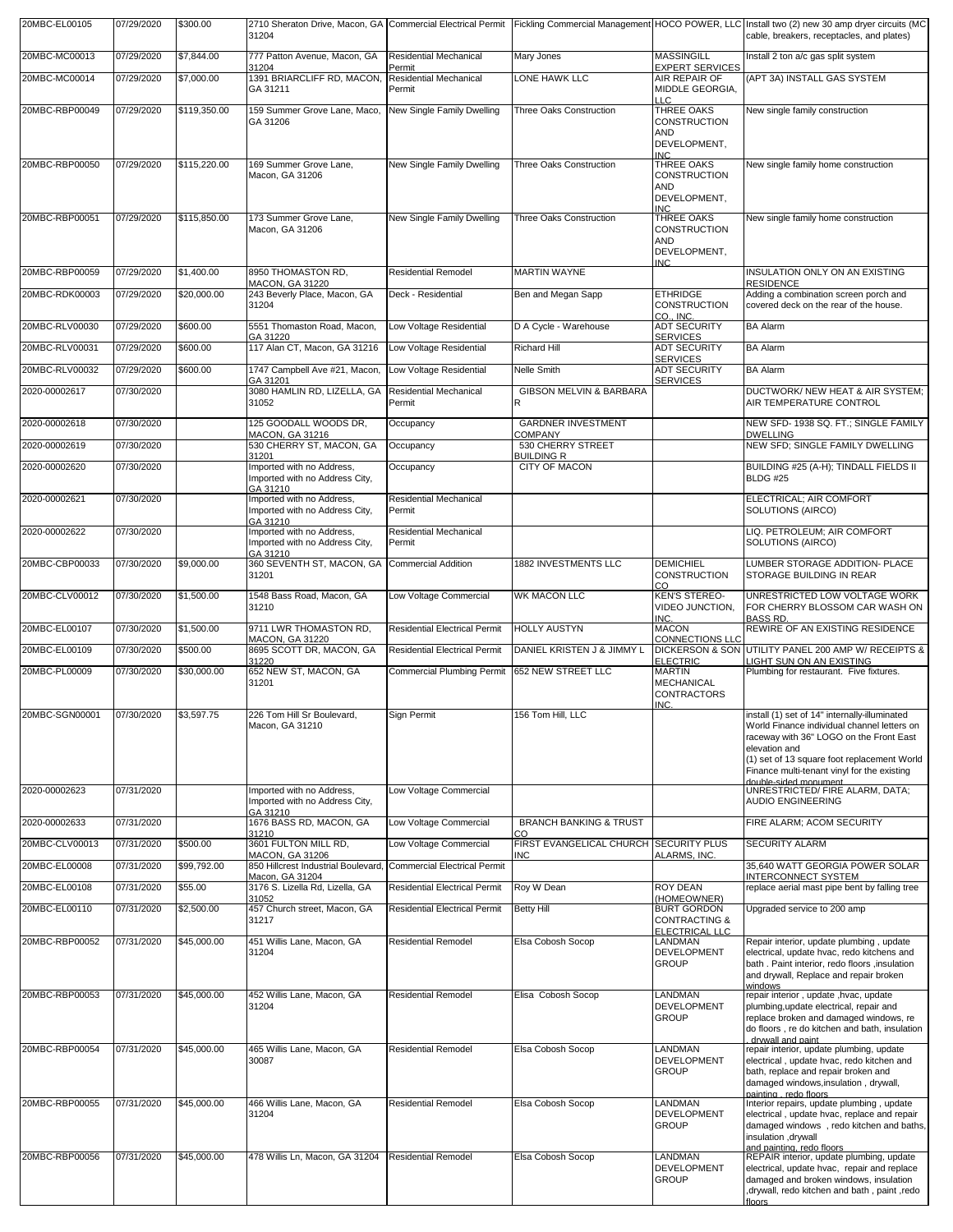| | | | | | | | | |
|---|---|---|---|---|---|---|---|---|
| 20MBC-EL00105 | 07/29/2020 | $300.00 | 2710 Sheraton Drive, Macon, GA 31204 | Commercial Electrical Permit | Fickling Commercial Management | HOCO POWER, LLC | Install two (2) new 30 amp dryer circuits (MC cable, breakers, receptacles, and plates) |
| 20MBC-MC00013 | 07/29/2020 | $7,844.00 | 777 Patton Avenue, Macon, GA 31204 | Residential Mechanical Permit | Mary Jones | MASSINGILL EXPERT SERVICES | Install 2 ton a/c gas split system |
| 20MBC-MC00014 | 07/29/2020 | $7,000.00 | 1391 BRIARCLIFF RD, MACON, GA 31211 | Residential Mechanical Permit | LONE HAWK LLC | AIR REPAIR OF MIDDLE GEORGIA, LLC | (APT 3A) INSTALL GAS SYSTEM |
| 20MBC-RBP00049 | 07/29/2020 | $119,350.00 | 159 Summer Grove Lane, Macon, GA 31206 | New Single Family Dwelling | Three Oaks Construction | THREE OAKS CONSTRUCTION AND DEVELOPMENT, INC | New single family construction |
| 20MBC-RBP00050 | 07/29/2020 | $115,220.00 | 169 Summer Grove Lane, Macon, GA 31206 | New Single Family Dwelling | Three Oaks Construction | THREE OAKS CONSTRUCTION AND DEVELOPMENT, INC | New single family home construction |
| 20MBC-RBP00051 | 07/29/2020 | $115,850.00 | 173 Summer Grove Lane, Macon, GA 31206 | New Single Family Dwelling | Three Oaks Construction | THREE OAKS CONSTRUCTION AND DEVELOPMENT, INC | New single family home construction |
| 20MBC-RBP00059 | 07/29/2020 | $1,400.00 | 8950 THOMASTON RD, MACON, GA 31220 | Residential Remodel | MARTIN WAYNE | | INSULATION ONLY ON AN EXISTING RESIDENCE |
| 20MBC-RDK00003 | 07/29/2020 | $20,000.00 | 243 Beverly Place, Macon, GA 31204 | Deck - Residential | Ben and Megan Sapp | ETHRIDGE CONSTRUCTION CO., INC. | Adding a combination screen porch and covered deck on the rear of the house. |
| 20MBC-RLV00030 | 07/29/2020 | $600.00 | 5551 Thomaston Road, Macon, GA 31220 | Low Voltage Residential | D A Cycle - Warehouse | ADT SECURITY SERVICES | BA Alarm |
| 20MBC-RLV00031 | 07/29/2020 | $600.00 | 117 Alan CT, Macon, GA 31216 | Low Voltage Residential | Richard Hill | ADT SECURITY SERVICES | BA Alarm |
| 20MBC-RLV00032 | 07/29/2020 | $600.00 | 1747 Campbell Ave #21, Macon, GA 31201 | Low Voltage Residential | Nelle Smith | ADT SECURITY SERVICES | BA Alarm |
| 2020-00002617 | 07/30/2020 | | 3080 HAMLIN RD, LIZELLA, GA 31052 | Residential Mechanical Permit | GIBSON MELVIN & BARBARA R | | DUCTWORK/ NEW HEAT & AIR SYSTEM; AIR TEMPERATURE CONTROL |
| 2020-00002618 | 07/30/2020 | | 125 GOODALL WOODS DR, MACON, GA 31216 | Occupancy | GARDNER INVESTMENT COMPANY | | NEW SFD- 1938 SQ. FT.; SINGLE FAMILY DWELLING |
| 2020-00002619 | 07/30/2020 | | 530 CHERRY ST, MACON, GA 31201 | Occupancy | 530 CHERRY STREET BUILDING R | | NEW SFD; SINGLE FAMILY DWELLING |
| 2020-00002620 | 07/30/2020 | | Imported with no Address, Imported with no Address City, GA 31210 | Occupancy | CITY OF MACON | | BUILDING #25 (A-H); TINDALL FIELDS II BLDG #25 |
| 2020-00002621 | 07/30/2020 | | Imported with no Address, Imported with no Address City, GA 31210 | Residential Mechanical Permit | | | ELECTRICAL; AIR COMFORT SOLUTIONS (AIRCO) |
| 2020-00002622 | 07/30/2020 | | Imported with no Address, Imported with no Address City, GA 31210 | Residential Mechanical Permit | | | LIQ. PETROLEUM; AIR COMFORT SOLUTIONS (AIRCO) |
| 20MBC-CBP00033 | 07/30/2020 | $9,000.00 | 360 SEVENTH ST, MACON, GA 31201 | Commercial Addition | 1882 INVESTMENTS LLC | DEMICHIEL CONSTRUCTION CO | LUMBER STORAGE ADDITION- PLACE STORAGE BUILDING IN REAR |
| 20MBC-CLV00012 | 07/30/2020 | $1,500.00 | 1548 Bass Road, Macon, GA 31210 | Low Voltage Commercial | WK MACON LLC | KEN'S STEREO-VIDEO JUNCTION, INC. | UNRESTRICTED LOW VOLTAGE WORK FOR CHERRY BLOSSOM CAR WASH ON BASS RD. |
| 20MBC-EL00107 | 07/30/2020 | $1,500.00 | 9711 LWR THOMASTON RD, MACON, GA 31220 | Residential Electrical Permit | HOLLY AUSTYN | MACON CONNECTIONS LLC | REWIRE OF AN EXISTING RESIDENCE |
| 20MBC-EL00109 | 07/30/2020 | $500.00 | 8695 SCOTT DR, MACON, GA 31220 | Residential Electrical Permit | DANIEL KRISTEN J & JIMMY L | DICKERSON & SON ELECTRIC | UTILITY PANEL 200 AMP W/ RECEIPTS & LIGHT SUN ON AN EXISTING |
| 20MBC-PL00009 | 07/30/2020 | $30,000.00 | 652 NEW ST, MACON, GA 31201 | Commercial Plumbing Permit | 652 NEW STREET LLC | MARTIN MECHANICAL CONTRACTORS INC. | Plumbing for restaurant. Five fixtures. |
| 20MBC-SGN00001 | 07/30/2020 | $3,597.75 | 226 Tom Hill Sr Boulevard, Macon, GA 31210 | Sign Permit | 156 Tom Hill, LLC | | install (1) set of 14" internally-illuminated World Finance individual channel letters on raceway with 36" LOGO on the Front East elevation and (1) set of 13 square foot replacement World Finance multi-tenant vinyl for the existing double-sided monument |
| 2020-00002623 | 07/31/2020 | | Imported with no Address, Imported with no Address City, GA 31210 | Low Voltage Commercial | | | UNRESTRICTED/ FIRE ALARM, DATA; AUDIO ENGINEERING |
| 2020-00002633 | 07/31/2020 | | 1676 BASS RD, MACON, GA 31210 | Low Voltage Commercial | BRANCH BANKING & TRUST CO | | FIRE ALARM; ACOM SECURITY |
| 20MBC-CLV00013 | 07/31/2020 | $500.00 | 3601 FULTON MILL RD, MACON, GA 31206 | Low Voltage Commercial | FIRST EVANGELICAL CHURCH INC | SECURITY PLUS ALARMS, INC. | SECURITY ALARM |
| 20MBC-EL00008 | 07/31/2020 | $99,792.00 | 850 Hillcrest Industrial Boulevard, Macon, GA 31204 | Commercial Electrical Permit | | | 35,640 WATT GEORGIA POWER SOLAR INTERCONNECT SYSTEM |
| 20MBC-EL00108 | 07/31/2020 | $55.00 | 3176 S. Lizella Rd, Lizella, GA 31052 | Residential Electrical Permit | Roy W Dean | ROY DEAN (HOMEOWNER) | replace aerial mast pipe bent by falling tree |
| 20MBC-EL00110 | 07/31/2020 | $2,500.00 | 457 Church street, Macon, GA 31217 | Residential Electrical Permit | Betty Hill | BURT GORDON CONTRACTING & ELECTRICAL LLC | Upgraded service to 200 amp |
| 20MBC-RBP00052 | 07/31/2020 | $45,000.00 | 451 Willis Lane, Macon, GA 31204 | Residential Remodel | Elsa Cobosh Socop | LANDMAN DEVELOPMENT GROUP | Repair interior, update plumbing , update electrical, update hvac, redo kitchens and bath . Paint interior, redo floors ,insulation and drywall, Replace and repair broken windows |
| 20MBC-RBP00053 | 07/31/2020 | $45,000.00 | 452 Willis Lane, Macon, GA 31204 | Residential Remodel | Elisa Cobosh Socop | LANDMAN DEVELOPMENT GROUP | repair interior , update ,hvac, update plumbing,update electrical, repair and replace broken and damaged windows, re do floors , re do kitchen and bath, insulation , drywall and paint |
| 20MBC-RBP00054 | 07/31/2020 | $45,000.00 | 465 Willis Lane, Macon, GA 30087 | Residential Remodel | Elsa Cobosh Socop | LANDMAN DEVELOPMENT GROUP | repair interior, update plumbing, update electrical , update hvac, redo kitchen and bath, replace and repair broken and damaged windows,insulation , drywall, painting , redo floors |
| 20MBC-RBP00055 | 07/31/2020 | $45,000.00 | 466 Willis Lane, Macon, GA 31204 | Residential Remodel | Elsa Cobosh Socop | LANDMAN DEVELOPMENT GROUP | Interior repairs, update plumbing , update electrical , update hvac, replace and repair damaged windows , redo kitchen and baths, insulation ,drywall and painting, redo floors |
| 20MBC-RBP00056 | 07/31/2020 | $45,000.00 | 478 Willis Ln, Macon, GA 31204 | Residential Remodel | Elsa Cobosh Socop | LANDMAN DEVELOPMENT GROUP | REPAIR interior, update plumbing, update electrical, update hvac, repair and replace damaged and broken windows, insulation ,drywall, redo kitchen and bath , paint ,redo floors |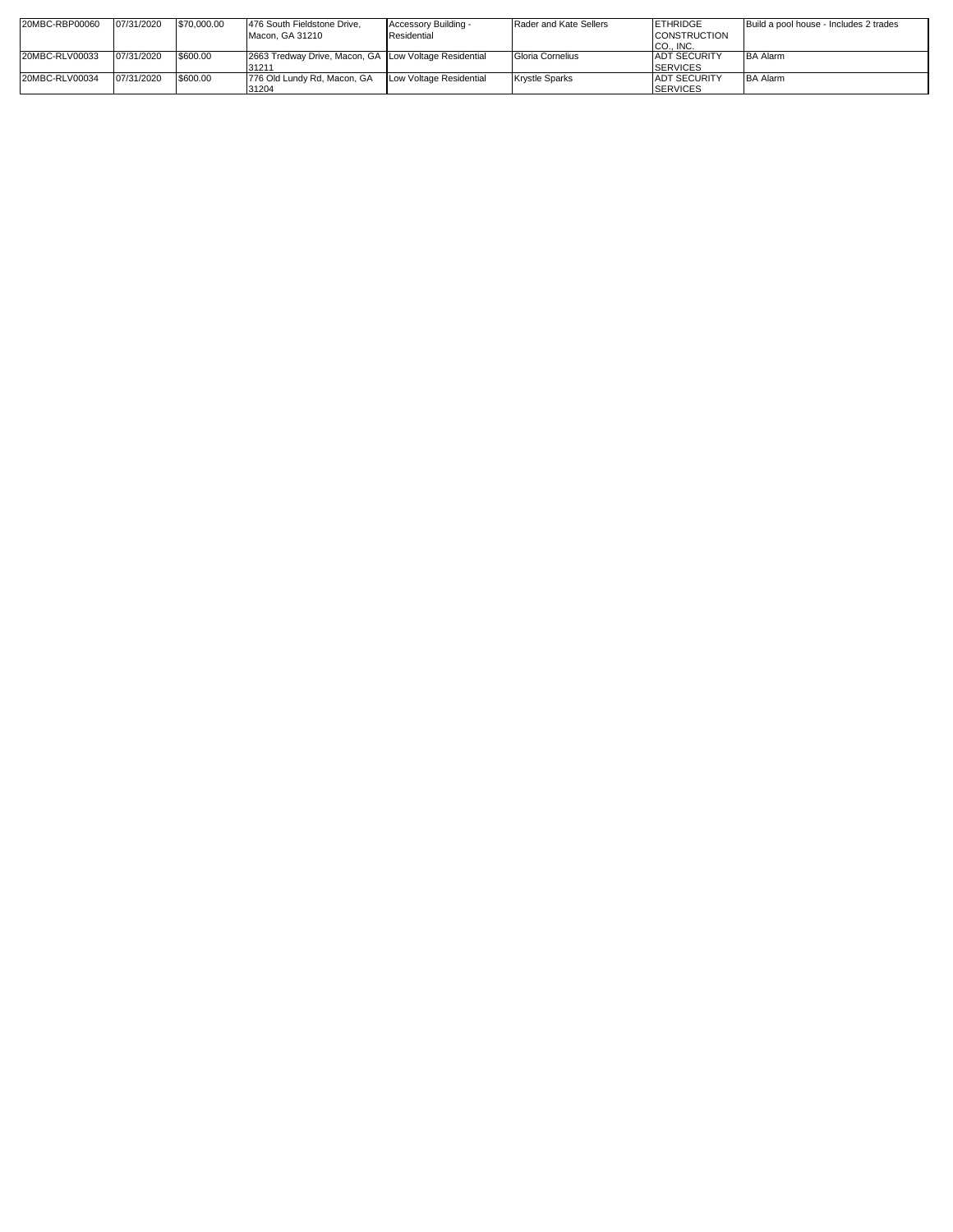| | | | | | | | |
|---|---|---|---|---|---|---|---|
| 20MBC-RBP00060 | 07/31/2020 | $70,000.00 | 476 South Fieldstone Drive, Macon, GA 31210 | Accessory Building - Residential | Rader and Kate Sellers | ETHRIDGE CONSTRUCTION CO., INC. | Build a pool house - Includes 2 trades |
| 20MBC-RLV00033 | 07/31/2020 | $600.00 | 2663 Tredway Drive, Macon, GA 31211 | Low Voltage Residential | Gloria Cornelius | ADT SECURITY SERVICES | BA Alarm |
| 20MBC-RLV00034 | 07/31/2020 | $600.00 | 776 Old Lundy Rd, Macon, GA 31204 | Low Voltage Residential | Krystle Sparks | ADT SECURITY SERVICES | BA Alarm |